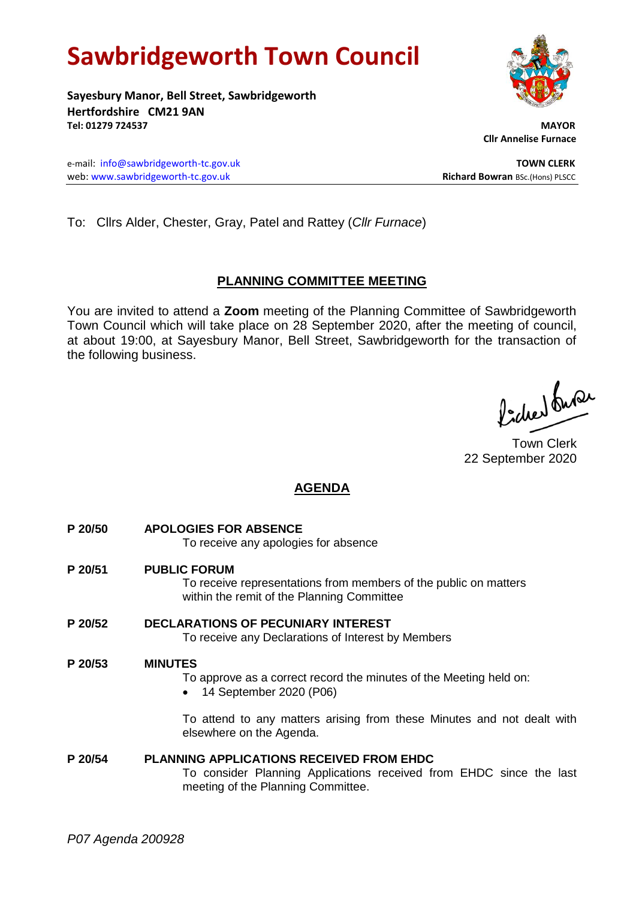# Sawbridgeworth Town Council

**Sayesbury Manor, Bell Street, Sawbridgeworth**
**Hertfordshire CM21 9AN**
**Tel: 01279 724537**

**MAYOR**
**Cllr Annelise Furnace**

e-mail: info@sawbridgeworth-tc.gov.uk
web: www.sawbridgeworth-tc.gov.uk

**TOWN CLERK**
**Richard Bowran** BSc.(Hons) PLSCC

To: Cllrs Alder, Chester, Gray, Patel and Rattey (*Cllr Furnace*)

## PLANNING COMMITTEE MEETING

You are invited to attend a **Zoom** meeting of the Planning Committee of Sawbridgeworth Town Council which will take place on 28 September 2020, after the meeting of council, at about 19:00, at Sayesbury Manor, Bell Street, Sawbridgeworth for the transaction of the following business.

Town Clerk
22 September 2020

## AGENDA

**P 20/50 APOLOGIES FOR ABSENCE**
To receive any apologies for absence

**P 20/51 PUBLIC FORUM**
To receive representations from members of the public on matters within the remit of the Planning Committee

**P 20/52 DECLARATIONS OF PECUNIARY INTEREST**
To receive any Declarations of Interest by Members

**P 20/53 MINUTES**
To approve as a correct record the minutes of the Meeting held on:

- 14 September 2020 (P06)

To attend to any matters arising from these Minutes and not dealt with elsewhere on the Agenda.

**P 20/54 PLANNING APPLICATIONS RECEIVED FROM EHDC**
To consider Planning Applications received from EHDC since the last meeting of the Planning Committee.

*P07 Agenda 200928*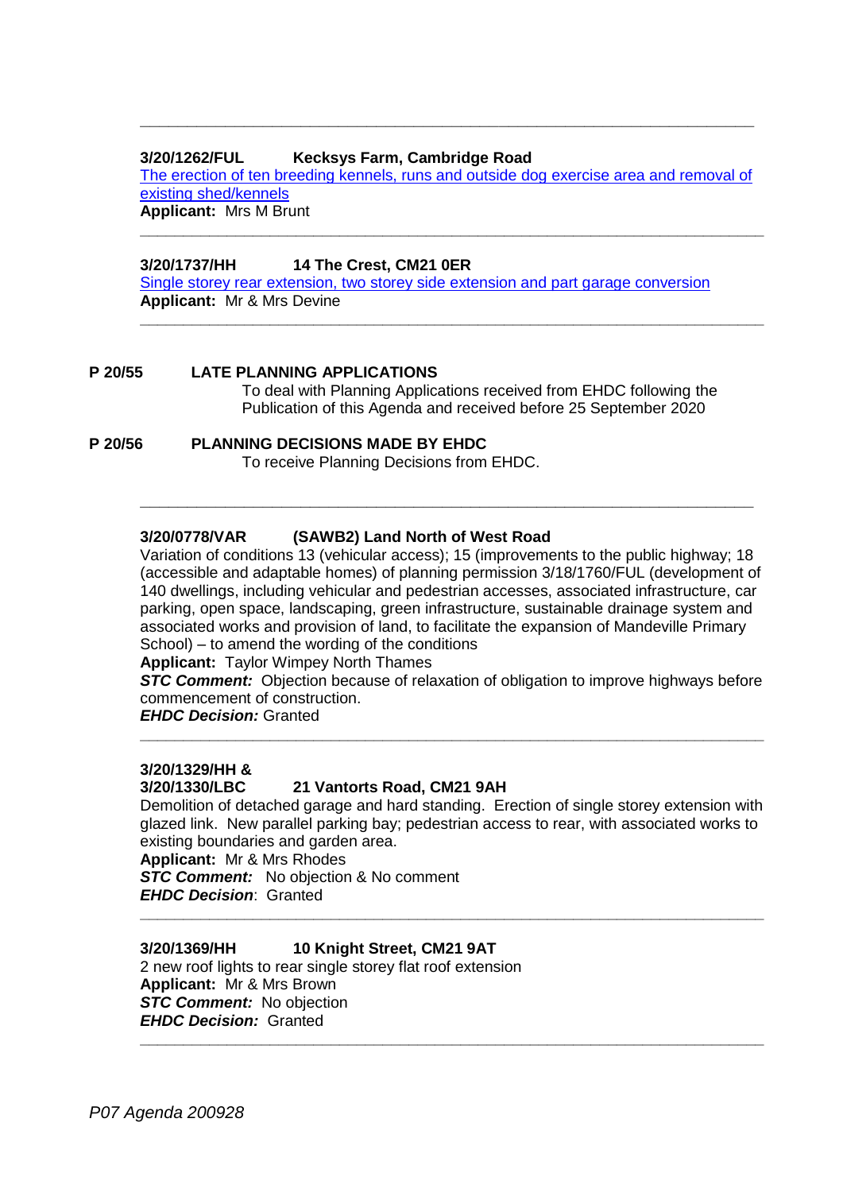---

**3/20/1262/FUL Kecksys Farm, Cambridge Road**

[The erection of ten breeding kennels, runs and outside dog exercise area and removal of existing shed/kennels]

**Applicant:** Mrs M Brunt

---

**3/20/1737/HH 14 The Crest, CM21 0ER**

[Single storey rear extension, two storey side extension and part garage conversion]

**Applicant:** Mr & Mrs Devine

---

**P 20/55 LATE PLANNING APPLICATIONS**

To deal with Planning Applications received from EHDC following the Publication of this Agenda and received before 25 September 2020

**P 20/56 PLANNING DECISIONS MADE BY EHDC**

To receive Planning Decisions from EHDC.

---

**3/20/0778/VAR (SAWB2) Land North of West Road**

Variation of conditions 13 (vehicular access); 15 (improvements to the public highway; 18 (accessible and adaptable homes) of planning permission 3/18/1760/FUL (development of 140 dwellings, including vehicular and pedestrian accesses, associated infrastructure, car parking, open space, landscaping, green infrastructure, sustainable drainage system and associated works and provision of land, to facilitate the expansion of Mandeville Primary School) – to amend the wording of the conditions

**Applicant:** Taylor Wimpey North Thames

***STC Comment:*** Objection because of relaxation of obligation to improve highways before commencement of construction.

***EHDC Decision:*** Granted

---

**3/20/1329/HH & 3/20/1330/LBC 21 Vantorts Road, CM21 9AH**

Demolition of detached garage and hard standing. Erection of single storey extension with glazed link. New parallel parking bay; pedestrian access to rear, with associated works to existing boundaries and garden area.

**Applicant:** Mr & Mrs Rhodes

***STC Comment:*** No objection & No comment

***EHDC Decision***: Granted

---

**3/20/1369/HH 10 Knight Street, CM21 9AT**

2 new roof lights to rear single storey flat roof extension

**Applicant:** Mr & Mrs Brown

***STC Comment:*** No objection

***EHDC Decision:*** Granted

---

*P07 Agenda 200928*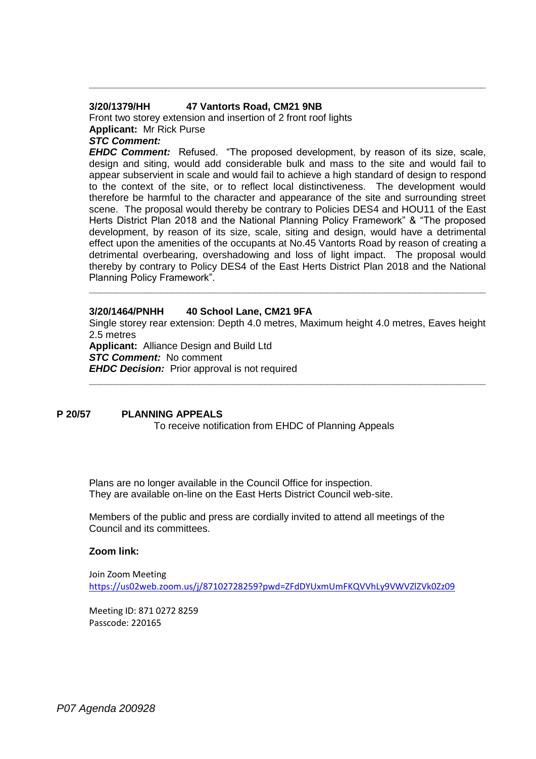---

**3/20/1379/HH 47 Vantorts Road, CM21 9NB**

Front two storey extension and insertion of 2 front roof lights

**Applicant:** Mr Rick Purse

***STC Comment:***

***EHDC Comment:*** Refused. "The proposed development, by reason of its size, scale, design and siting, would add considerable bulk and mass to the site and would fail to appear subservient in scale and would fail to achieve a high standard of design to respond to the context of the site, or to reflect local distinctiveness. The development would therefore be harmful to the character and appearance of the site and surrounding street scene. The proposal would thereby be contrary to Policies DES4 and HOU11 of the East Herts District Plan 2018 and the National Planning Policy Framework" & "The proposed development, by reason of its size, scale, siting and design, would have a detrimental effect upon the amenities of the occupants at No.45 Vantorts Road by reason of creating a detrimental overbearing, overshadowing and loss of light impact. The proposal would thereby by contrary to Policy DES4 of the East Herts District Plan 2018 and the National Planning Policy Framework".

---

**3/20/1464/PNHH 40 School Lane, CM21 9FA**

Single storey rear extension: Depth 4.0 metres, Maximum height 4.0 metres, Eaves height 2.5 metres

**Applicant:** Alliance Design and Build Ltd

***STC Comment:*** No comment

***EHDC Decision:*** Prior approval is not required

---

**P 20/57 PLANNING APPEALS**

To receive notification from EHDC of Planning Appeals

Plans are no longer available in the Council Office for inspection.
They are available on-line on the East Herts District Council web-site.

Members of the public and press are cordially invited to attend all meetings of the Council and its committees.

**Zoom link:**

Join Zoom Meeting
https://us02web.zoom.us/j/87102728259?pwd=ZFdDYUxmUmFKQVVhLy9VWVZlZVk0Zz09

Meeting ID: 871 0272 8259
Passcode: 220165

*P07 Agenda 200928*